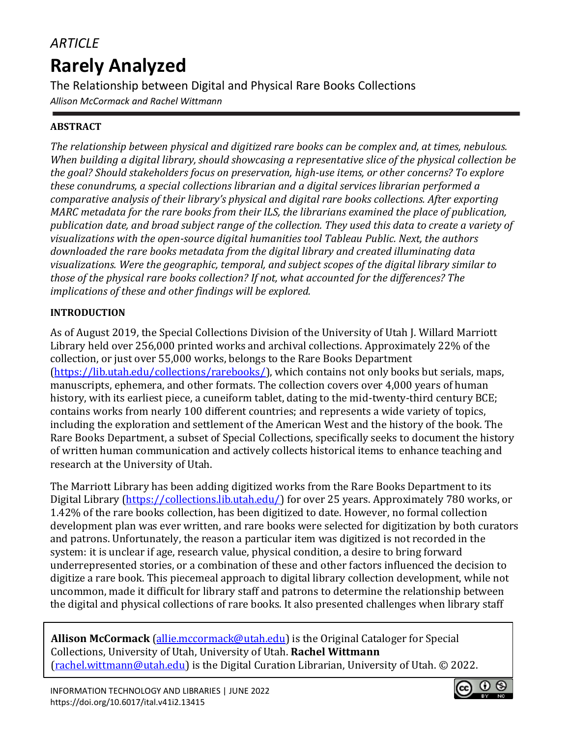*ARTICLE*

# Rarely Analyzed

## The Relationship between Digital and Physical Rare Books Collections

*Allison McCormack and Rachel Wittmann*

### ABSTRACT

*The relationship between physical and digitized rare books can be complex and, at times, nebulous. When building a digital library, should showcasing a representative slice of the physical collection be the goal? Should stakeholders focus on preservation, high-use items, or other concerns? To explore these conundrums, a special collections librarian and a digital services librarian performed a comparative analysis of their library's physical and digital rare books collections. After exporting MARC metadata for the rare books from their ILS, the librarians examined the place of publication, publication date, and broad subject range of the collection. They used this data to create a variety of visualizations with the open-source digital humanities tool Tableau Public. Next, the authors downloaded the rare books metadata from the digital library and created illuminating data visualizations. Were the geographic, temporal, and subject scopes of the digital library similar to those of the physical rare books collection? If not, what accounted for the differences? The implications of these and other findings will be explored.*

### INTRODUCTION

As of August 2019, the Special Collections Division of the University of Utah J. Willard Marriott Library held over 256,000 printed works and archival collections. Approximately 22% of the collection, or just over 55,000 works, belongs to the Rare Books Department (https://lib.utah.edu/collections/rarebooks/), which contains not only books but serials, maps, manuscripts, ephemera, and other formats. The collection covers over 4,000 years of human history, with its earliest piece, a cuneiform tablet, dating to the mid-twenty-third century BCE; contains works from nearly 100 different countries; and represents a wide variety of topics, including the exploration and settlement of the American West and the history of the book. The Rare Books Department, a subset of Special Collections, specifically seeks to document the history of written human communication and actively collects historical items to enhance teaching and research at the University of Utah.

The Marriott Library has been adding digitized works from the Rare Books Department to its Digital Library (https://collections.lib.utah.edu/) for over 25 years. Approximately 780 works, or 1.42% of the rare books collection, has been digitized to date. However, no formal collection development plan was ever written, and rare books were selected for digitization by both curators and patrons. Unfortunately, the reason a particular item was digitized is not recorded in the system: it is unclear if age, research value, physical condition, a desire to bring forward underrepresented stories, or a combination of these and other factors influenced the decision to digitize a rare book. This piecemeal approach to digital library collection development, while not uncommon, made it difficult for library staff and patrons to determine the relationship between the digital and physical collections of rare books. It also presented challenges when library staff

**Allison McCormack** (allie.mccormack@utah.edu) is the Original Cataloger for Special Collections, University of Utah, University of Utah. **Rachel Wittmann** (rachel.wittmann@utah.edu) is the Digital Curation Librarian, University of Utah. © 2022.

https://doi.org/10.6017/ital.v41i2.13415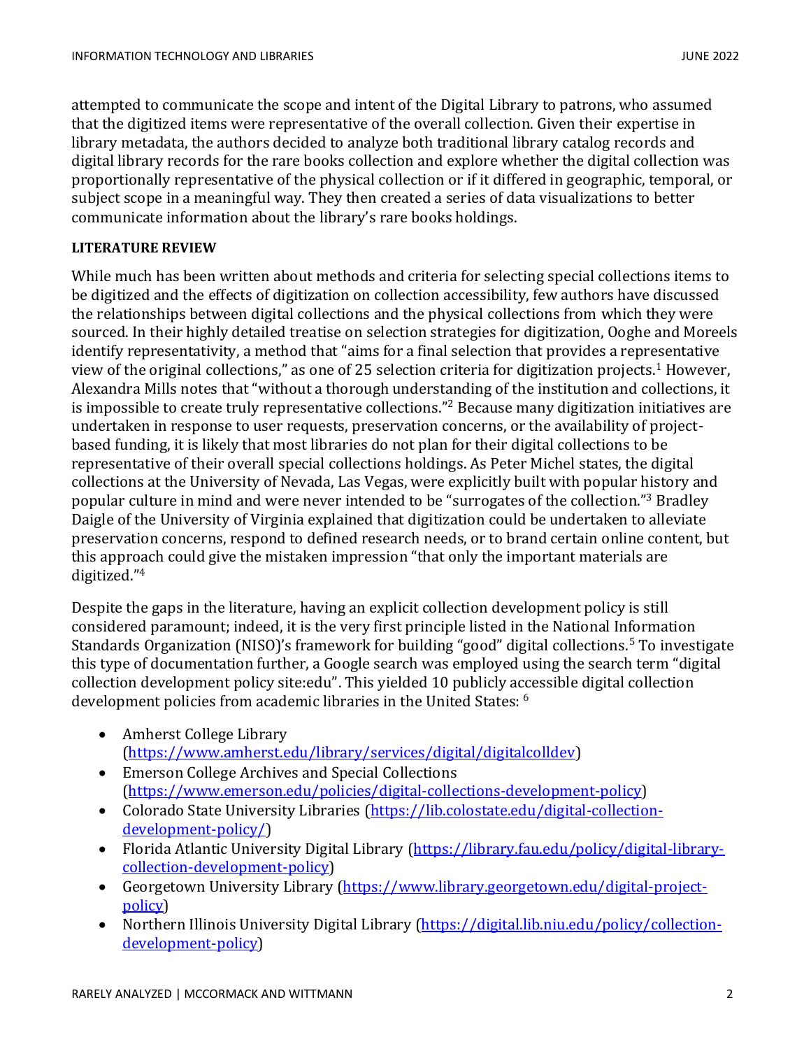attempted to communicate the scope and intent of the Digital Library to patrons, who assumed that the digitized items were representative of the overall collection. Given their expertise in library metadata, the authors decided to analyze both traditional library catalog records and digital library records for the rare books collection and explore whether the digital collection was proportionally representative of the physical collection or if it differed in geographic, temporal, or subject scope in a meaningful way. They then created a series of data visualizations to better communicate information about the library's rare books holdings.

## LITERATURE REVIEW

While much has been written about methods and criteria for selecting special collections items to be digitized and the effects of digitization on collection accessibility, few authors have discussed the relationships between digital collections and the physical collections from which they were sourced. In their highly detailed treatise on selection strategies for digitization, Ooghe and Moreels identify representativity, a method that "aims for a final selection that provides a representative view of the original collections," as one of 25 selection criteria for digitization projects.[1] However, Alexandra Mills notes that "without a thorough understanding of the institution and collections, it is impossible to create truly representative collections."[2] Because many digitization initiatives are undertaken in response to user requests, preservation concerns, or the availability of project-based funding, it is likely that most libraries do not plan for their digital collections to be representative of their overall special collections holdings. As Peter Michel states, the digital collections at the University of Nevada, Las Vegas, were explicitly built with popular history and popular culture in mind and were never intended to be "surrogates of the collection."[3] Bradley Daigle of the University of Virginia explained that digitization could be undertaken to alleviate preservation concerns, respond to defined research needs, or to brand certain online content, but this approach could give the mistaken impression "that only the important materials are digitized."[4]

Despite the gaps in the literature, having an explicit collection development policy is still considered paramount; indeed, it is the very first principle listed in the National Information Standards Organization (NISO)'s framework for building "good" digital collections.[5] To investigate this type of documentation further, a Google search was employed using the search term "digital collection development policy site:edu". This yielded 10 publicly accessible digital collection development policies from academic libraries in the United States: [6]

- Amherst College Library (https://www.amherst.edu/library/services/digital/digitalcolldev)
- Emerson College Archives and Special Collections (https://www.emerson.edu/policies/digital-collections-development-policy)
- Colorado State University Libraries (https://lib.colostate.edu/digital-collection-development-policy/)
- Florida Atlantic University Digital Library (https://library.fau.edu/policy/digital-library-collection-development-policy)
- Georgetown University Library (https://www.library.georgetown.edu/digital-project-policy)
- Northern Illinois University Digital Library (https://digital.lib.niu.edu/policy/collection-development-policy)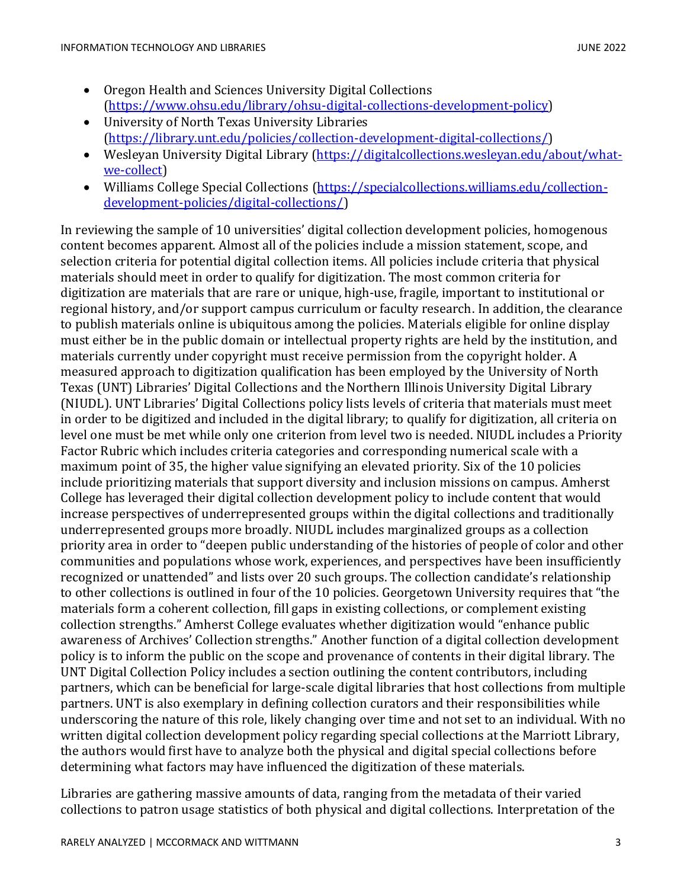- Oregon Health and Sciences University Digital Collections (https://www.ohsu.edu/library/ohsu-digital-collections-development-policy)
- University of North Texas University Libraries (https://library.unt.edu/policies/collection-development-digital-collections/)
- Wesleyan University Digital Library (https://digitalcollections.wesleyan.edu/about/what-we-collect)
- Williams College Special Collections (https://specialcollections.williams.edu/collection-development-policies/digital-collections/)

In reviewing the sample of 10 universities' digital collection development policies, homogenous content becomes apparent. Almost all of the policies include a mission statement, scope, and selection criteria for potential digital collection items. All policies include criteria that physical materials should meet in order to qualify for digitization. The most common criteria for digitization are materials that are rare or unique, high-use, fragile, important to institutional or regional history, and/or support campus curriculum or faculty research. In addition, the clearance to publish materials online is ubiquitous among the policies. Materials eligible for online display must either be in the public domain or intellectual property rights are held by the institution, and materials currently under copyright must receive permission from the copyright holder. A measured approach to digitization qualification has been employed by the University of North Texas (UNT) Libraries' Digital Collections and the Northern Illinois University Digital Library (NIUDL). UNT Libraries' Digital Collections policy lists levels of criteria that materials must meet in order to be digitized and included in the digital library; to qualify for digitization, all criteria on level one must be met while only one criterion from level two is needed. NIUDL includes a Priority Factor Rubric which includes criteria categories and corresponding numerical scale with a maximum point of 35, the higher value signifying an elevated priority. Six of the 10 policies include prioritizing materials that support diversity and inclusion missions on campus. Amherst College has leveraged their digital collection development policy to include content that would increase perspectives of underrepresented groups within the digital collections and traditionally underrepresented groups more broadly. NIUDL includes marginalized groups as a collection priority area in order to "deepen public understanding of the histories of people of color and other communities and populations whose work, experiences, and perspectives have been insufficiently recognized or unattended" and lists over 20 such groups. The collection candidate's relationship to other collections is outlined in four of the 10 policies. Georgetown University requires that "the materials form a coherent collection, fill gaps in existing collections, or complement existing collection strengths." Amherst College evaluates whether digitization would "enhance public awareness of Archives' Collection strengths." Another function of a digital collection development policy is to inform the public on the scope and provenance of contents in their digital library. The UNT Digital Collection Policy includes a section outlining the content contributors, including partners, which can be beneficial for large-scale digital libraries that host collections from multiple partners. UNT is also exemplary in defining collection curators and their responsibilities while underscoring the nature of this role, likely changing over time and not set to an individual. With no written digital collection development policy regarding special collections at the Marriott Library, the authors would first have to analyze both the physical and digital special collections before determining what factors may have influenced the digitization of these materials.

Libraries are gathering massive amounts of data, ranging from the metadata of their varied collections to patron usage statistics of both physical and digital collections. Interpretation of the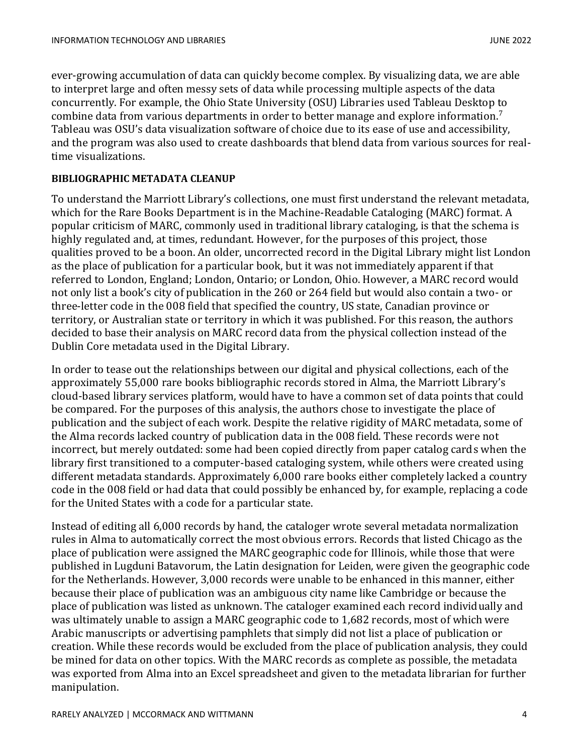ever-growing accumulation of data can quickly become complex. By visualizing data, we are able to interpret large and often messy sets of data while processing multiple aspects of the data concurrently. For example, the Ohio State University (OSU) Libraries used Tableau Desktop to combine data from various departments in order to better manage and explore information.[7] Tableau was OSU's data visualization software of choice due to its ease of use and accessibility, and the program was also used to create dashboards that blend data from various sources for real-time visualizations.

**BIBLIOGRAPHIC METADATA CLEANUP**

To understand the Marriott Library's collections, one must first understand the relevant metadata, which for the Rare Books Department is in the Machine-Readable Cataloging (MARC) format. A popular criticism of MARC, commonly used in traditional library cataloging, is that the schema is highly regulated and, at times, redundant. However, for the purposes of this project, those qualities proved to be a boon. An older, uncorrected record in the Digital Library might list London as the place of publication for a particular book, but it was not immediately apparent if that referred to London, England; London, Ontario; or London, Ohio. However, a MARC record would not only list a book's city of publication in the 260 or 264 field but would also contain a two- or three-letter code in the 008 field that specified the country, US state, Canadian province or territory, or Australian state or territory in which it was published. For this reason, the authors decided to base their analysis on MARC record data from the physical collection instead of the Dublin Core metadata used in the Digital Library.

In order to tease out the relationships between our digital and physical collections, each of the approximately 55,000 rare books bibliographic records stored in Alma, the Marriott Library's cloud-based library services platform, would have to have a common set of data points that could be compared. For the purposes of this analysis, the authors chose to investigate the place of publication and the subject of each work. Despite the relative rigidity of MARC metadata, some of the Alma records lacked country of publication data in the 008 field. These records were not incorrect, but merely outdated: some had been copied directly from paper catalog cards when the library first transitioned to a computer-based cataloging system, while others were created using different metadata standards. Approximately 6,000 rare books either completely lacked a country code in the 008 field or had data that could possibly be enhanced by, for example, replacing a code for the United States with a code for a particular state.

Instead of editing all 6,000 records by hand, the cataloger wrote several metadata normalization rules in Alma to automatically correct the most obvious errors. Records that listed Chicago as the place of publication were assigned the MARC geographic code for Illinois, while those that were published in Lugduni Batavorum, the Latin designation for Leiden, were given the geographic code for the Netherlands. However, 3,000 records were unable to be enhanced in this manner, either because their place of publication was an ambiguous city name like Cambridge or because the place of publication was listed as unknown. The cataloger examined each record individually and was ultimately unable to assign a MARC geographic code to 1,682 records, most of which were Arabic manuscripts or advertising pamphlets that simply did not list a place of publication or creation. While these records would be excluded from the place of publication analysis, they could be mined for data on other topics. With the MARC records as complete as possible, the metadata was exported from Alma into an Excel spreadsheet and given to the metadata librarian for further manipulation.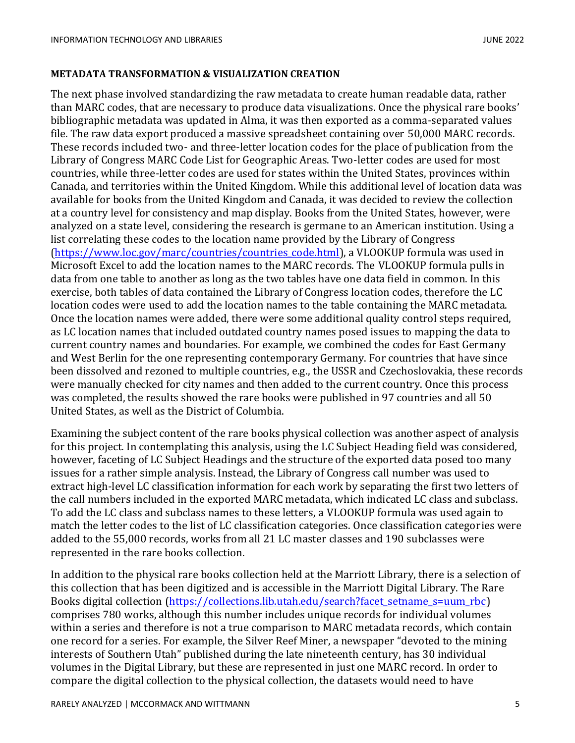#### METADATA TRANSFORMATION & VISUALIZATION CREATION

The next phase involved standardizing the raw metadata to create human readable data, rather than MARC codes, that are necessary to produce data visualizations. Once the physical rare books' bibliographic metadata was updated in Alma, it was then exported as a comma-separated values file. The raw data export produced a massive spreadsheet containing over 50,000 MARC records. These records included two- and three-letter location codes for the place of publication from the Library of Congress MARC Code List for Geographic Areas. Two-letter codes are used for most countries, while three-letter codes are used for states within the United States, provinces within Canada, and territories within the United Kingdom. While this additional level of location data was available for books from the United Kingdom and Canada, it was decided to review the collection at a country level for consistency and map display. Books from the United States, however, were analyzed on a state level, considering the research is germane to an American institution. Using a list correlating these codes to the location name provided by the Library of Congress (https://www.loc.gov/marc/countries/countries_code.html), a VLOOKUP formula was used in Microsoft Excel to add the location names to the MARC records. The VLOOKUP formula pulls in data from one table to another as long as the two tables have one data field in common. In this exercise, both tables of data contained the Library of Congress location codes, therefore the LC location codes were used to add the location names to the table containing the MARC metadata. Once the location names were added, there were some additional quality control steps required, as LC location names that included outdated country names posed issues to mapping the data to current country names and boundaries. For example, we combined the codes for East Germany and West Berlin for the one representing contemporary Germany. For countries that have since been dissolved and rezoned to multiple countries, e.g., the USSR and Czechoslovakia, these records were manually checked for city names and then added to the current country. Once this process was completed, the results showed the rare books were published in 97 countries and all 50 United States, as well as the District of Columbia.

Examining the subject content of the rare books physical collection was another aspect of analysis for this project. In contemplating this analysis, using the LC Subject Heading field was considered, however, faceting of LC Subject Headings and the structure of the exported data posed too many issues for a rather simple analysis. Instead, the Library of Congress call number was used to extract high-level LC classification information for each work by separating the first two letters of the call numbers included in the exported MARC metadata, which indicated LC class and subclass. To add the LC class and subclass names to these letters, a VLOOKUP formula was used again to match the letter codes to the list of LC classification categories. Once classification categories were added to the 55,000 records, works from all 21 LC master classes and 190 subclasses were represented in the rare books collection.

In addition to the physical rare books collection held at the Marriott Library, there is a selection of this collection that has been digitized and is accessible in the Marriott Digital Library. The Rare Books digital collection (https://collections.lib.utah.edu/search?facet_setname_s=uum_rbc) comprises 780 works, although this number includes unique records for individual volumes within a series and therefore is not a true comparison to MARC metadata records, which contain one record for a series. For example, the Silver Reef Miner, a newspaper "devoted to the mining interests of Southern Utah" published during the late nineteenth century, has 30 individual volumes in the Digital Library, but these are represented in just one MARC record. In order to compare the digital collection to the physical collection, the datasets would need to have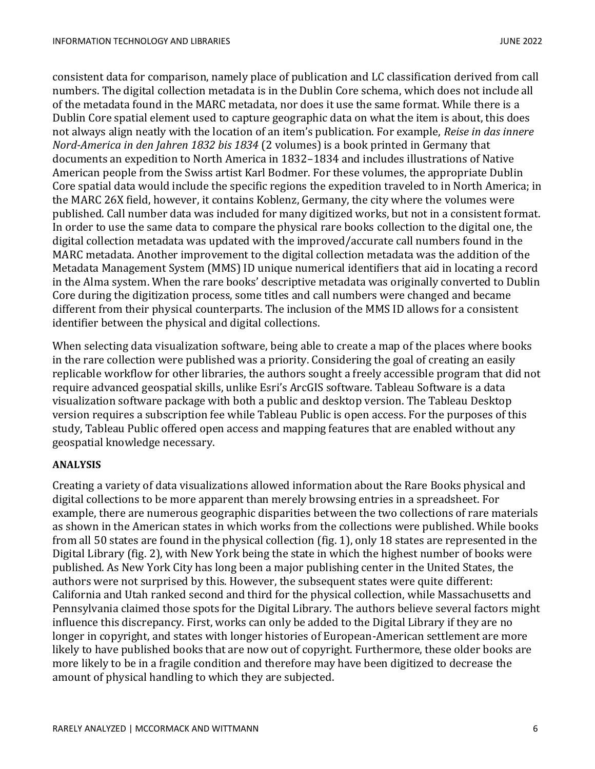consistent data for comparison, namely place of publication and LC classification derived from call numbers. The digital collection metadata is in the Dublin Core schema, which does not include all of the metadata found in the MARC metadata, nor does it use the same format. While there is a Dublin Core spatial element used to capture geographic data on what the item is about, this does not always align neatly with the location of an item's publication. For example, *Reise in das innere Nord-America in den Jahren 1832 bis 1834* (2 volumes) is a book printed in Germany that documents an expedition to North America in 1832–1834 and includes illustrations of Native American people from the Swiss artist Karl Bodmer. For these volumes, the appropriate Dublin Core spatial data would include the specific regions the expedition traveled to in North America; in the MARC 26X field, however, it contains Koblenz, Germany, the city where the volumes were published. Call number data was included for many digitized works, but not in a consistent format. In order to use the same data to compare the physical rare books collection to the digital one, the digital collection metadata was updated with the improved/accurate call numbers found in the MARC metadata. Another improvement to the digital collection metadata was the addition of the Metadata Management System (MMS) ID unique numerical identifiers that aid in locating a record in the Alma system. When the rare books' descriptive metadata was originally converted to Dublin Core during the digitization process, some titles and call numbers were changed and became different from their physical counterparts. The inclusion of the MMS ID allows for a consistent identifier between the physical and digital collections.

When selecting data visualization software, being able to create a map of the places where books in the rare collection were published was a priority. Considering the goal of creating an easily replicable workflow for other libraries, the authors sought a freely accessible program that did not require advanced geospatial skills, unlike Esri's ArcGIS software. Tableau Software is a data visualization software package with both a public and desktop version. The Tableau Desktop version requires a subscription fee while Tableau Public is open access. For the purposes of this study, Tableau Public offered open access and mapping features that are enabled without any geospatial knowledge necessary.

## ANALYSIS

Creating a variety of data visualizations allowed information about the Rare Books physical and digital collections to be more apparent than merely browsing entries in a spreadsheet. For example, there are numerous geographic disparities between the two collections of rare materials as shown in the American states in which works from the collections were published. While books from all 50 states are found in the physical collection (fig. 1), only 18 states are represented in the Digital Library (fig. 2), with New York being the state in which the highest number of books were published. As New York City has long been a major publishing center in the United States, the authors were not surprised by this. However, the subsequent states were quite different: California and Utah ranked second and third for the physical collection, while Massachusetts and Pennsylvania claimed those spots for the Digital Library. The authors believe several factors might influence this discrepancy. First, works can only be added to the Digital Library if they are no longer in copyright, and states with longer histories of European-American settlement are more likely to have published books that are now out of copyright. Furthermore, these older books are more likely to be in a fragile condition and therefore may have been digitized to decrease the amount of physical handling to which they are subjected.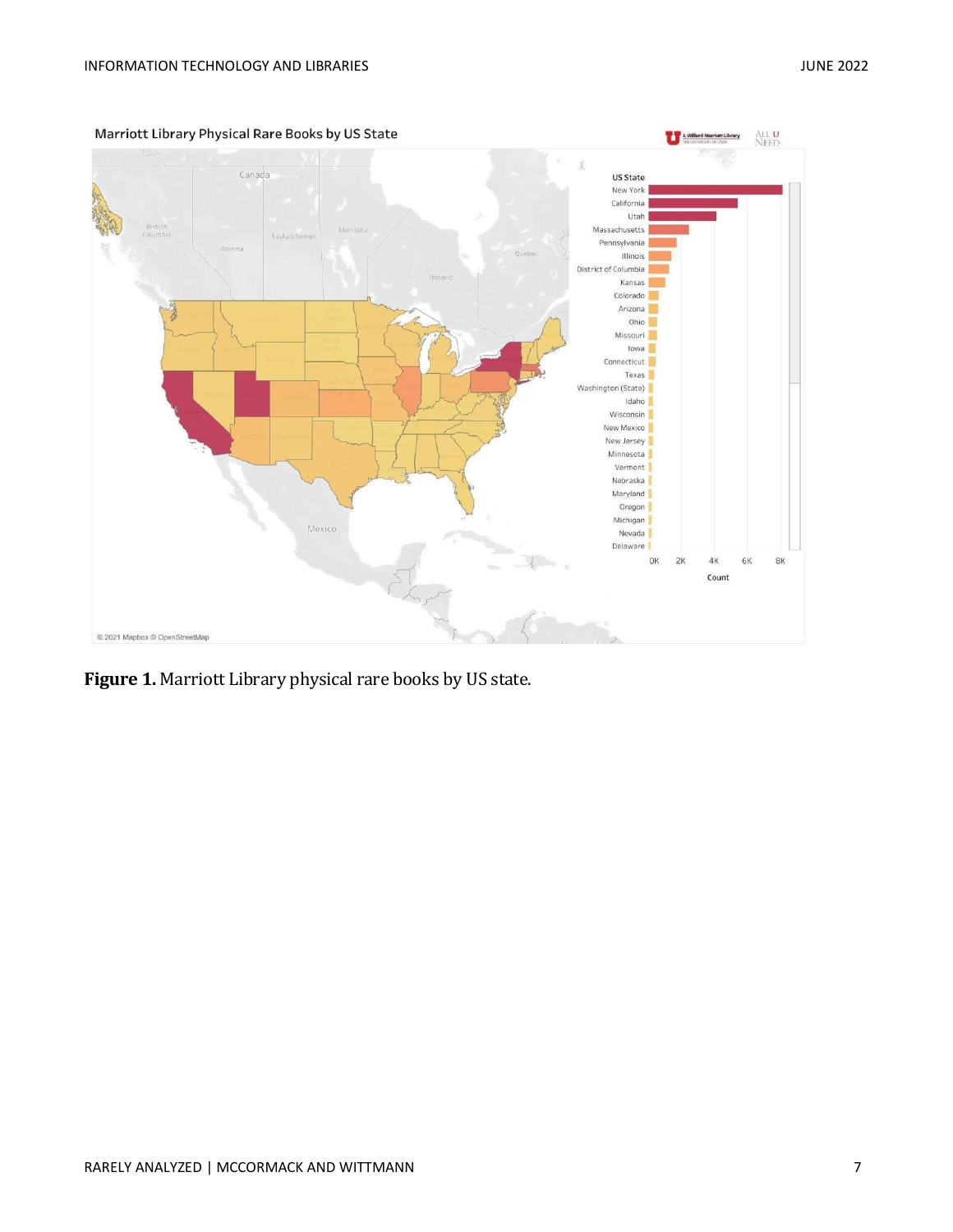Marriott Library Physical Rare Books by US State

US State

New York

California

Utah

Massachusetts

Pennsylvania

Illinois

District of Columbia

Kansas

Colorado

Arizona

Ohio

Missouri

Iowa

Connecticut

Texas

Washington (State)

Idaho

Wisconsin

New Mexico

New Jersey

Minnesota

Vermont

Nebraska

Maryland

Oregon

Michigan

Nevada

Delaware

0K 2K 4K 6K 8K

Count

© 2021 Mapbox © OpenStreetMap

**Figure 1.** Marriott Library physical rare books by US state.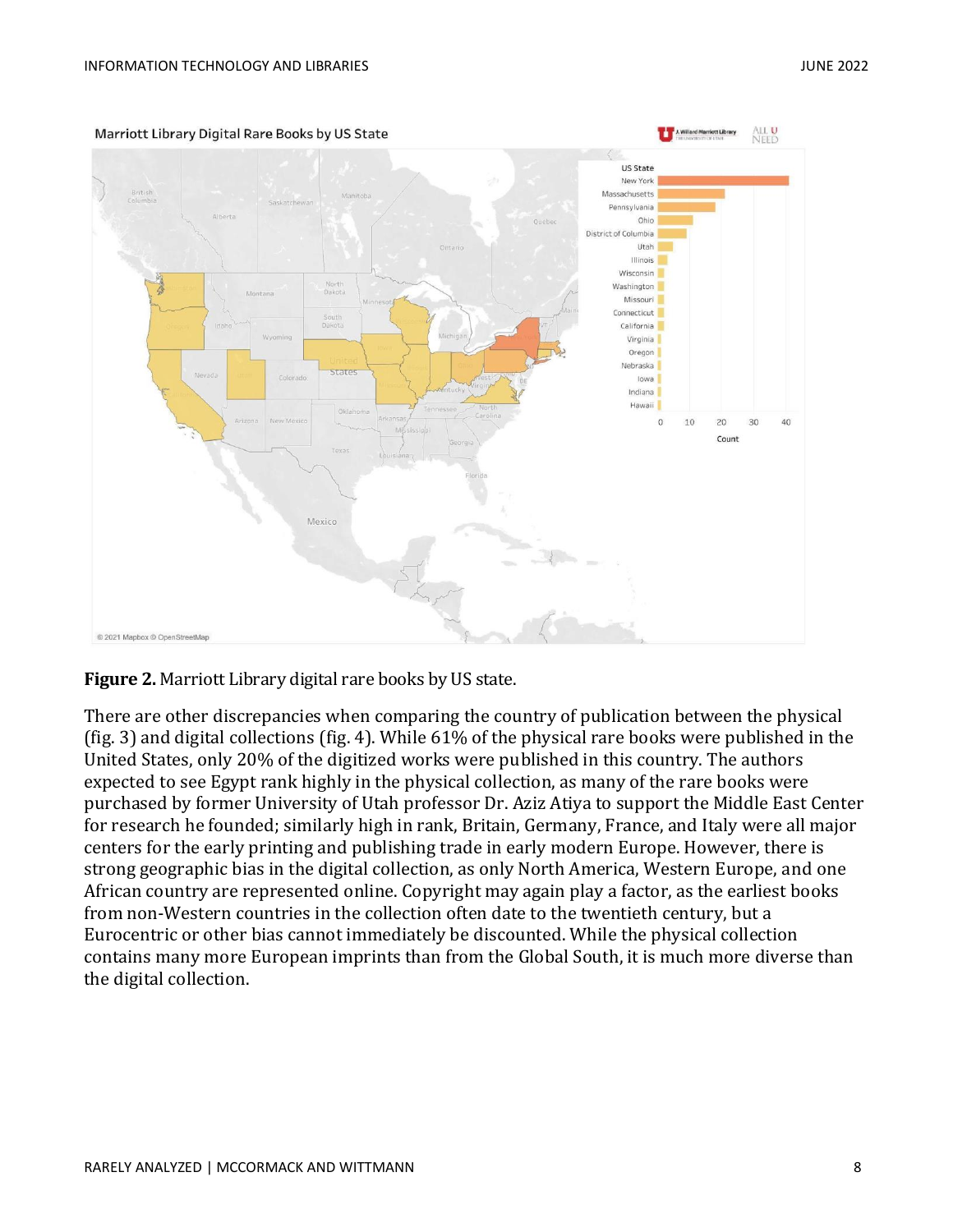Marriott Library Digital Rare Books by US State

US State

New York
Massachusetts
Pennsylvania
Ohio
District of Columbia
Utah
Illinois
Wisconsin
Washington
Missouri
Connecticut
California
Virginia
Oregon
Nebraska
Iowa
Indiana
Hawaii

0 10 20 30 40

Count

© 2021 Mapbox © OpenStreetMap

**Figure 2.** Marriott Library digital rare books by US state.

There are other discrepancies when comparing the country of publication between the physical (fig. 3) and digital collections (fig. 4). While 61% of the physical rare books were published in the United States, only 20% of the digitized works were published in this country. The authors expected to see Egypt rank highly in the physical collection, as many of the rare books were purchased by former University of Utah professor Dr. Aziz Atiya to support the Middle East Center for research he founded; similarly high in rank, Britain, Germany, France, and Italy were all major centers for the early printing and publishing trade in early modern Europe. However, there is strong geographic bias in the digital collection, as only North America, Western Europe, and one African country are represented online. Copyright may again play a factor, as the earliest books from non-Western countries in the collection often date to the twentieth century, but a Eurocentric or other bias cannot immediately be discounted. While the physical collection contains many more European imprints than from the Global South, it is much more diverse than the digital collection.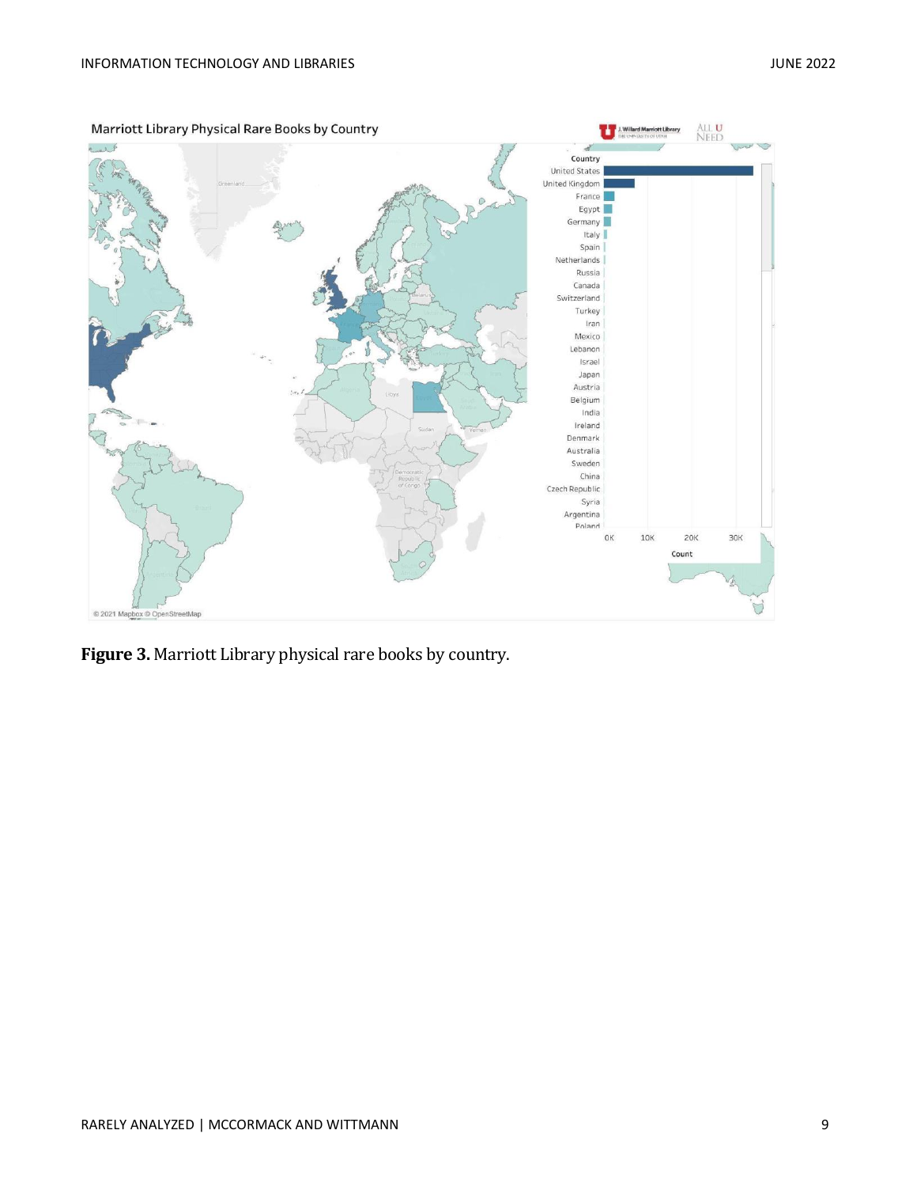Marriott Library Physical Rare Books by Country

Country

United States
United Kingdom
France
Egypt
Germany
Italy
Spain
Netherlands
Russia
Canada
Switzerland
Turkey
Iran
Mexico
Lebanon
Israel
Japan
Austria
Belgium
India
Ireland
Denmark
Australia
Sweden
China
Czech Republic
Syria
Argentina
Poland

0K 10K 20K 30K

Count

© 2021 Mapbox © OpenStreetMap

**Figure 3.** Marriott Library physical rare books by country.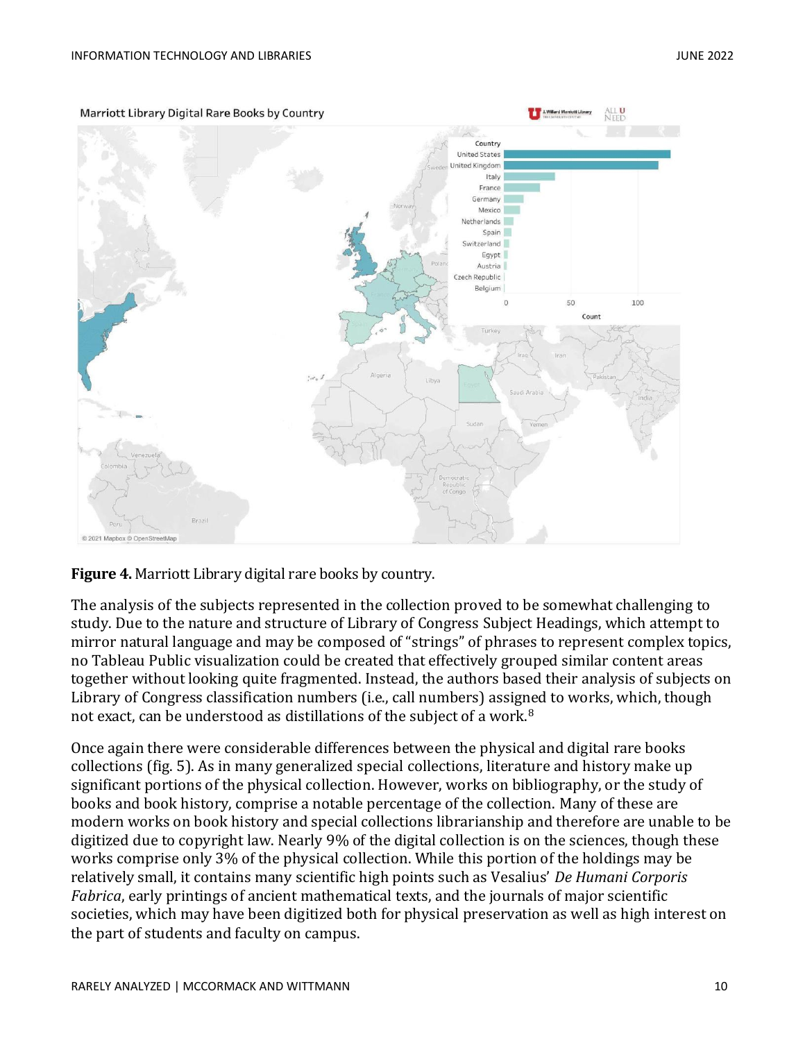Marriott Library Digital Rare Books by Country

Country
United States
United Kingdom
Italy
France
Germany
Mexico
Netherlands
Spain
Switzerland
Egypt
Austria
Czech Republic
Belgium

0
50
100
Count

© 2021 Mapbox © OpenStreetMap

**Figure 4.** Marriott Library digital rare books by country.

The analysis of the subjects represented in the collection proved to be somewhat challenging to study. Due to the nature and structure of Library of Congress Subject Headings, which attempt to mirror natural language and may be composed of "strings" of phrases to represent complex topics, no Tableau Public visualization could be created that effectively grouped similar content areas together without looking quite fragmented. Instead, the authors based their analysis of subjects on Library of Congress classification numbers (i.e., call numbers) assigned to works, which, though not exact, can be understood as distillations of the subject of a work.[8]

Once again there were considerable differences between the physical and digital rare books collections (fig. 5). As in many generalized special collections, literature and history make up significant portions of the physical collection. However, works on bibliography, or the study of books and book history, comprise a notable percentage of the collection. Many of these are modern works on book history and special collections librarianship and therefore are unable to be digitized due to copyright law. Nearly 9% of the digital collection is on the sciences, though these works comprise only 3% of the physical collection. While this portion of the holdings may be relatively small, it contains many scientific high points such as Vesalius' *De Humani Corporis Fabrica*, early printings of ancient mathematical texts, and the journals of major scientific societies, which may have been digitized both for physical preservation as well as high interest on the part of students and faculty on campus.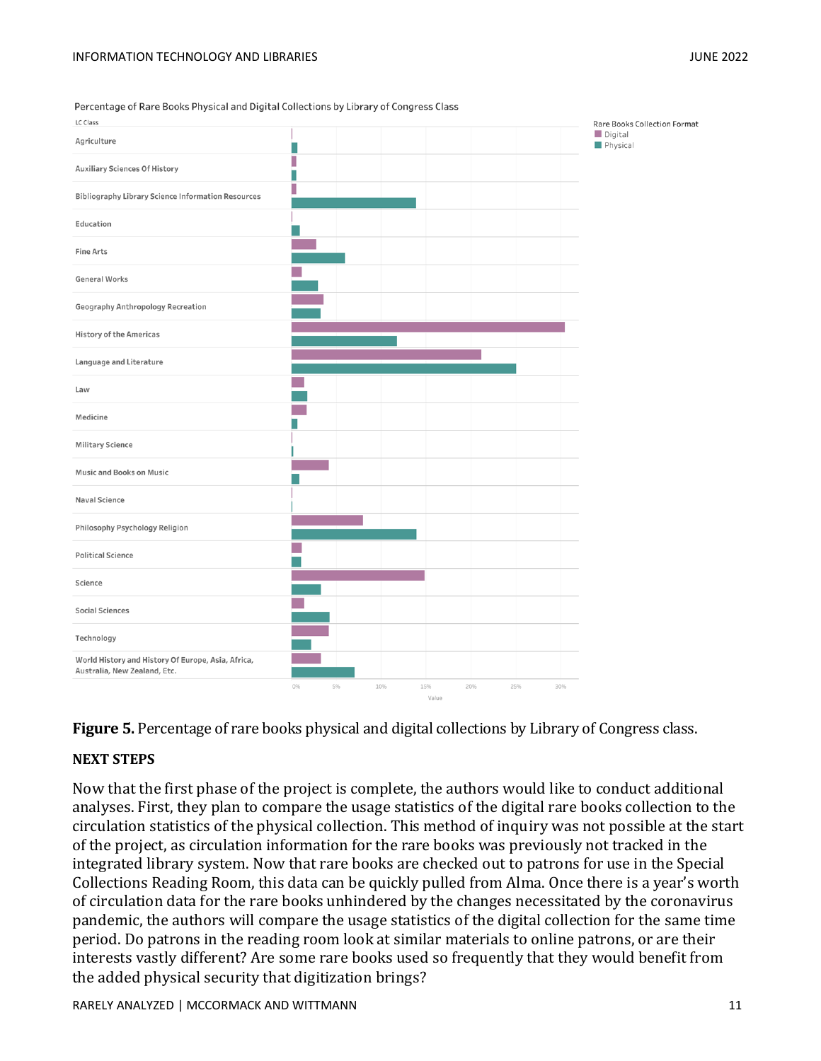Percentage of Rare Books Physical and Digital Collections by Library of Congress Class

LC Class

Rare Books Collection Format
Digital
Physical

Agriculture
Auxiliary Sciences Of History
Bibliography Library Science Information Resources
Education
Fine Arts
General Works
Geography Anthropology Recreation
History of the Americas
Language and Literature
Law
Medicine
Military Science
Music and Books on Music
Naval Science
Philosophy Psychology Religion
Political Science
Science
Social Sciences
Technology
World History and History Of Europe, Asia, Africa, Australia, New Zealand, Etc.

0% 5% 10% 15% 20% 25% 30%

Value

**Figure 5.** Percentage of rare books physical and digital collections by Library of Congress class.

## NEXT STEPS

Now that the first phase of the project is complete, the authors would like to conduct additional analyses. First, they plan to compare the usage statistics of the digital rare books collection to the circulation statistics of the physical collection. This method of inquiry was not possible at the start of the project, as circulation information for the rare books was previously not tracked in the integrated library system. Now that rare books are checked out to patrons for use in the Special Collections Reading Room, this data can be quickly pulled from Alma. Once there is a year's worth of circulation data for the rare books unhindered by the changes necessitated by the coronavirus pandemic, the authors will compare the usage statistics of the digital collection for the same time period. Do patrons in the reading room look at similar materials to online patrons, or are their interests vastly different? Are some rare books used so frequently that they would benefit from the added physical security that digitization brings?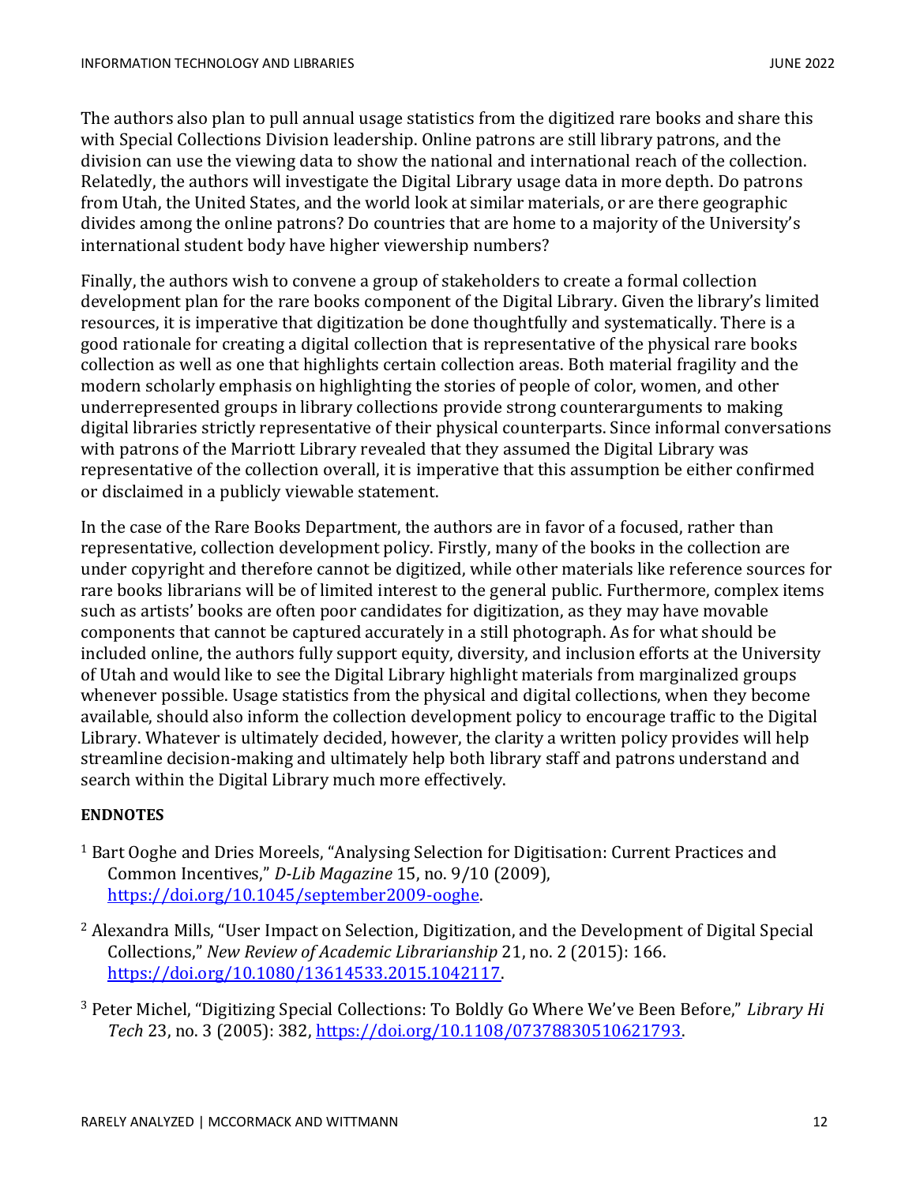The authors also plan to pull annual usage statistics from the digitized rare books and share this with Special Collections Division leadership. Online patrons are still library patrons, and the division can use the viewing data to show the national and international reach of the collection. Relatedly, the authors will investigate the Digital Library usage data in more depth. Do patrons from Utah, the United States, and the world look at similar materials, or are there geographic divides among the online patrons? Do countries that are home to a majority of the University's international student body have higher viewership numbers?

Finally, the authors wish to convene a group of stakeholders to create a formal collection development plan for the rare books component of the Digital Library. Given the library's limited resources, it is imperative that digitization be done thoughtfully and systematically. There is a good rationale for creating a digital collection that is representative of the physical rare books collection as well as one that highlights certain collection areas. Both material fragility and the modern scholarly emphasis on highlighting the stories of people of color, women, and other underrepresented groups in library collections provide strong counterarguments to making digital libraries strictly representative of their physical counterparts. Since informal conversations with patrons of the Marriott Library revealed that they assumed the Digital Library was representative of the collection overall, it is imperative that this assumption be either confirmed or disclaimed in a publicly viewable statement.

In the case of the Rare Books Department, the authors are in favor of a focused, rather than representative, collection development policy. Firstly, many of the books in the collection are under copyright and therefore cannot be digitized, while other materials like reference sources for rare books librarians will be of limited interest to the general public. Furthermore, complex items such as artists' books are often poor candidates for digitization, as they may have movable components that cannot be captured accurately in a still photograph. As for what should be included online, the authors fully support equity, diversity, and inclusion efforts at the University of Utah and would like to see the Digital Library highlight materials from marginalized groups whenever possible. Usage statistics from the physical and digital collections, when they become available, should also inform the collection development policy to encourage traffic to the Digital Library. Whatever is ultimately decided, however, the clarity a written policy provides will help streamline decision-making and ultimately help both library staff and patrons understand and search within the Digital Library much more effectively.

**ENDNOTES**

[1] Bart Ooghe and Dries Moreels, "Analysing Selection for Digitisation: Current Practices and Common Incentives," *D-Lib Magazine* 15, no. 9/10 (2009), https://doi.org/10.1045/september2009-ooghe.

[2] Alexandra Mills, "User Impact on Selection, Digitization, and the Development of Digital Special Collections," *New Review of Academic Librarianship* 21, no. 2 (2015): 166. https://doi.org/10.1080/13614533.2015.1042117.

[3] Peter Michel, "Digitizing Special Collections: To Boldly Go Where We've Been Before," *Library Hi Tech* 23, no. 3 (2005): 382, https://doi.org/10.1108/07378830510621793.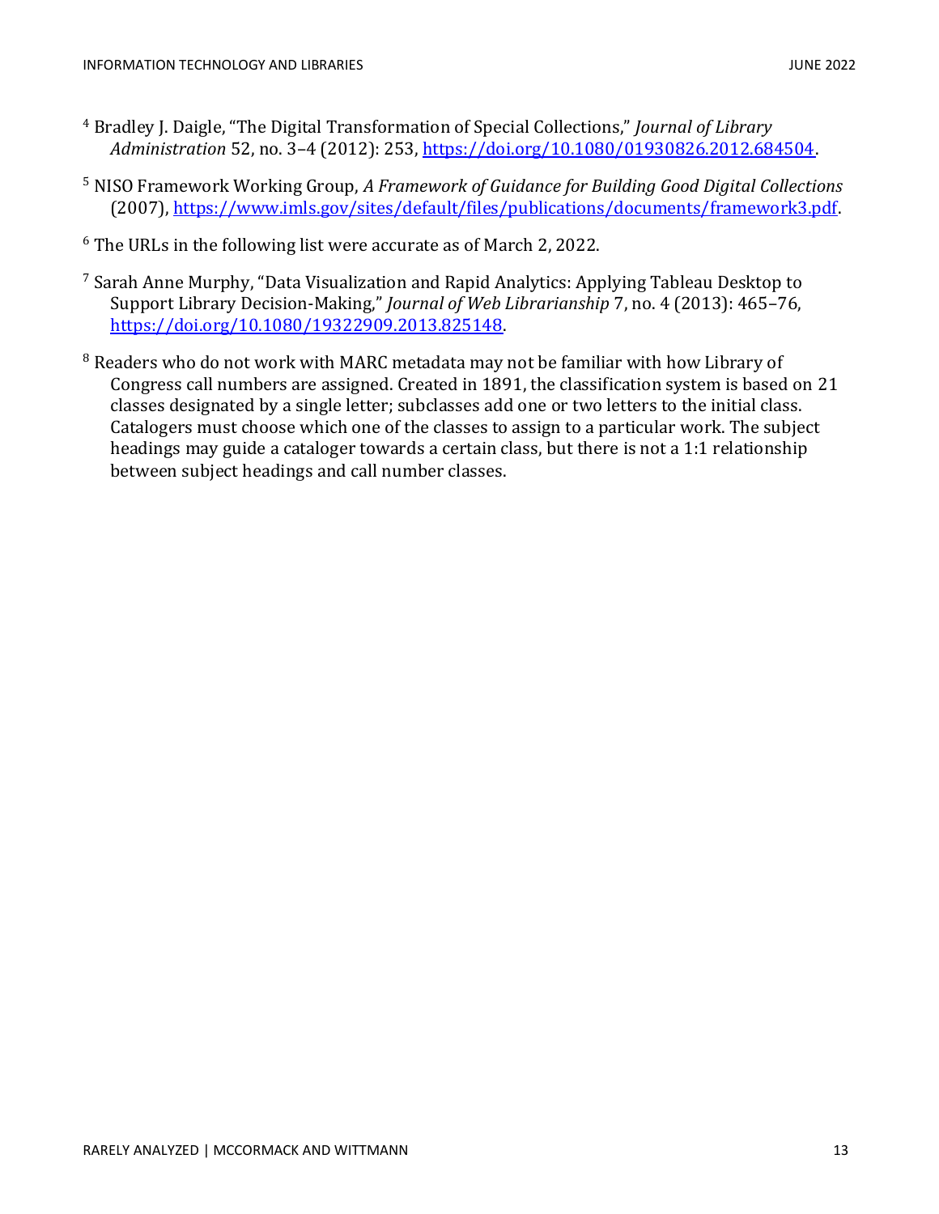[4] Bradley J. Daigle, "The Digital Transformation of Special Collections," *Journal of Library Administration* 52, no. 3–4 (2012): 253, https://doi.org/10.1080/01930826.2012.684504.

[5] NISO Framework Working Group, *A Framework of Guidance for Building Good Digital Collections* (2007), https://www.imls.gov/sites/default/files/publications/documents/framework3.pdf.

[6] The URLs in the following list were accurate as of March 2, 2022.

[7] Sarah Anne Murphy, "Data Visualization and Rapid Analytics: Applying Tableau Desktop to Support Library Decision-Making," *Journal of Web Librarianship* 7, no. 4 (2013): 465–76, https://doi.org/10.1080/19322909.2013.825148.

[8] Readers who do not work with MARC metadata may not be familiar with how Library of Congress call numbers are assigned. Created in 1891, the classification system is based on 21 classes designated by a single letter; subclasses add one or two letters to the initial class. Catalogers must choose which one of the classes to assign to a particular work. The subject headings may guide a cataloger towards a certain class, but there is not a 1:1 relationship between subject headings and call number classes.